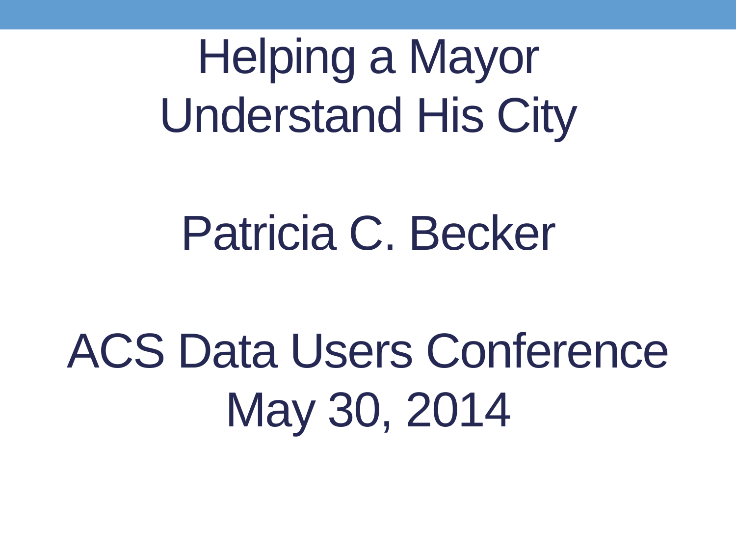# Helping a Mayor Understand His City

Patricia C. Becker

ACS Data Users Conference
May 30, 2014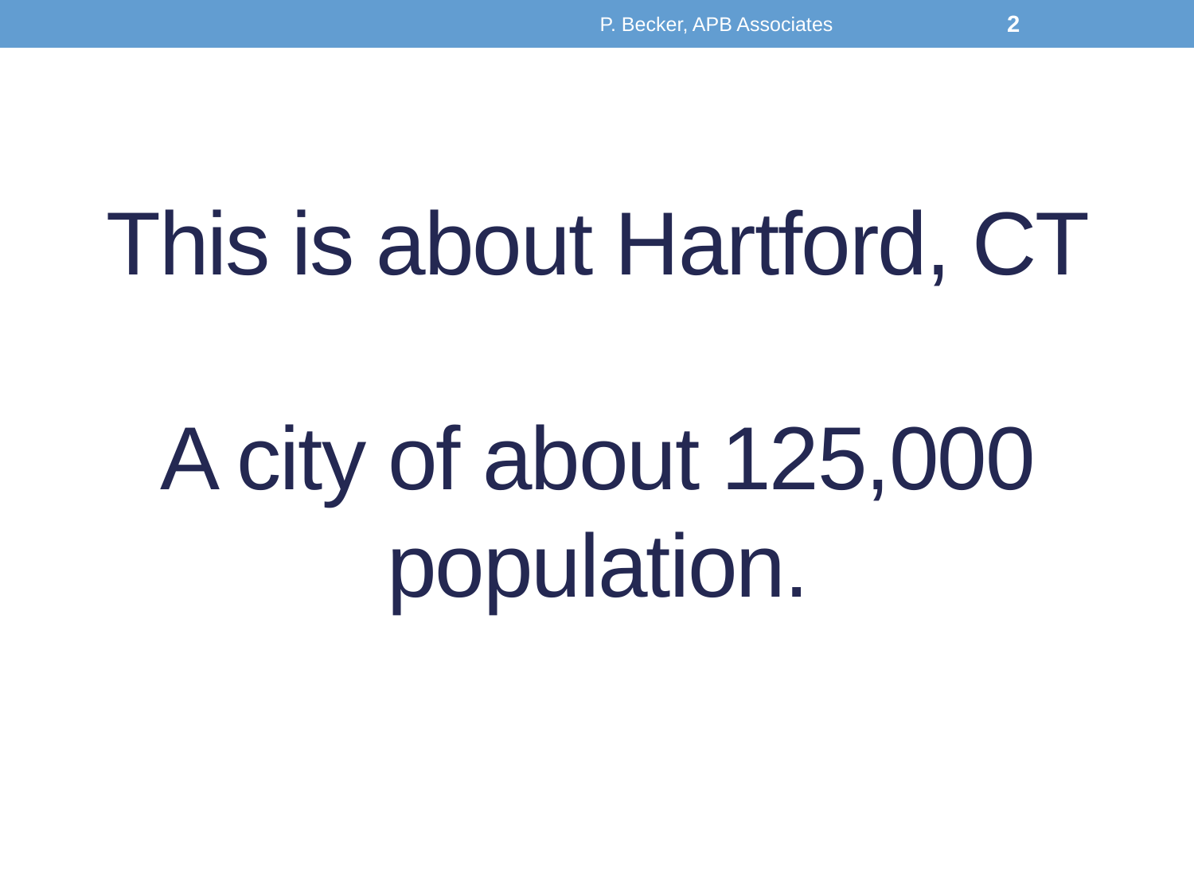# This is about Hartford, CT

# A city of about 125,000 population.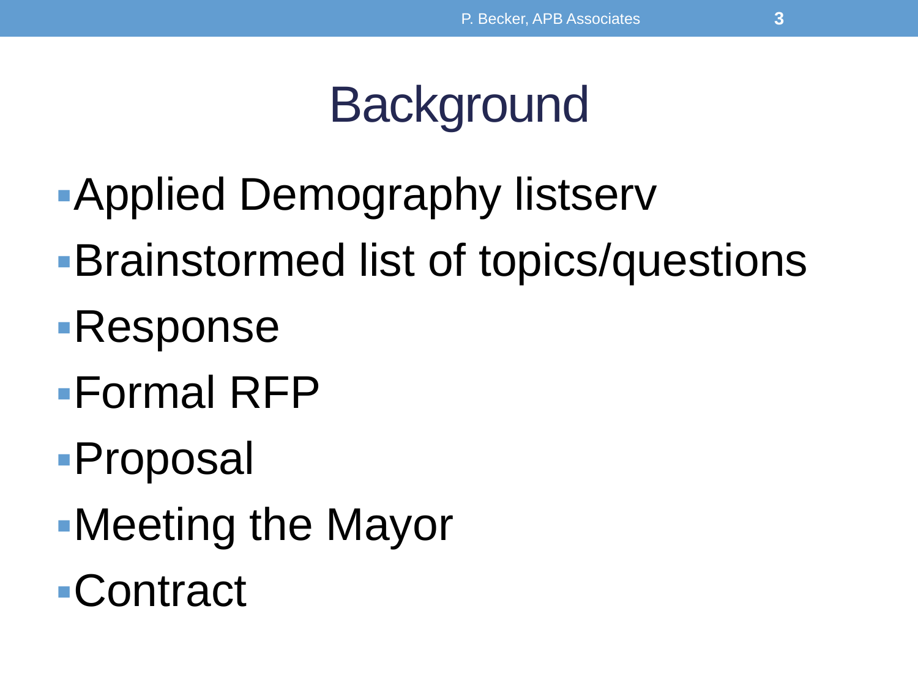# Background

- Applied Demography listserv
- Brainstormed list of topics/questions
- Response
- Formal RFP
- Proposal
- Meeting the Mayor
- Contract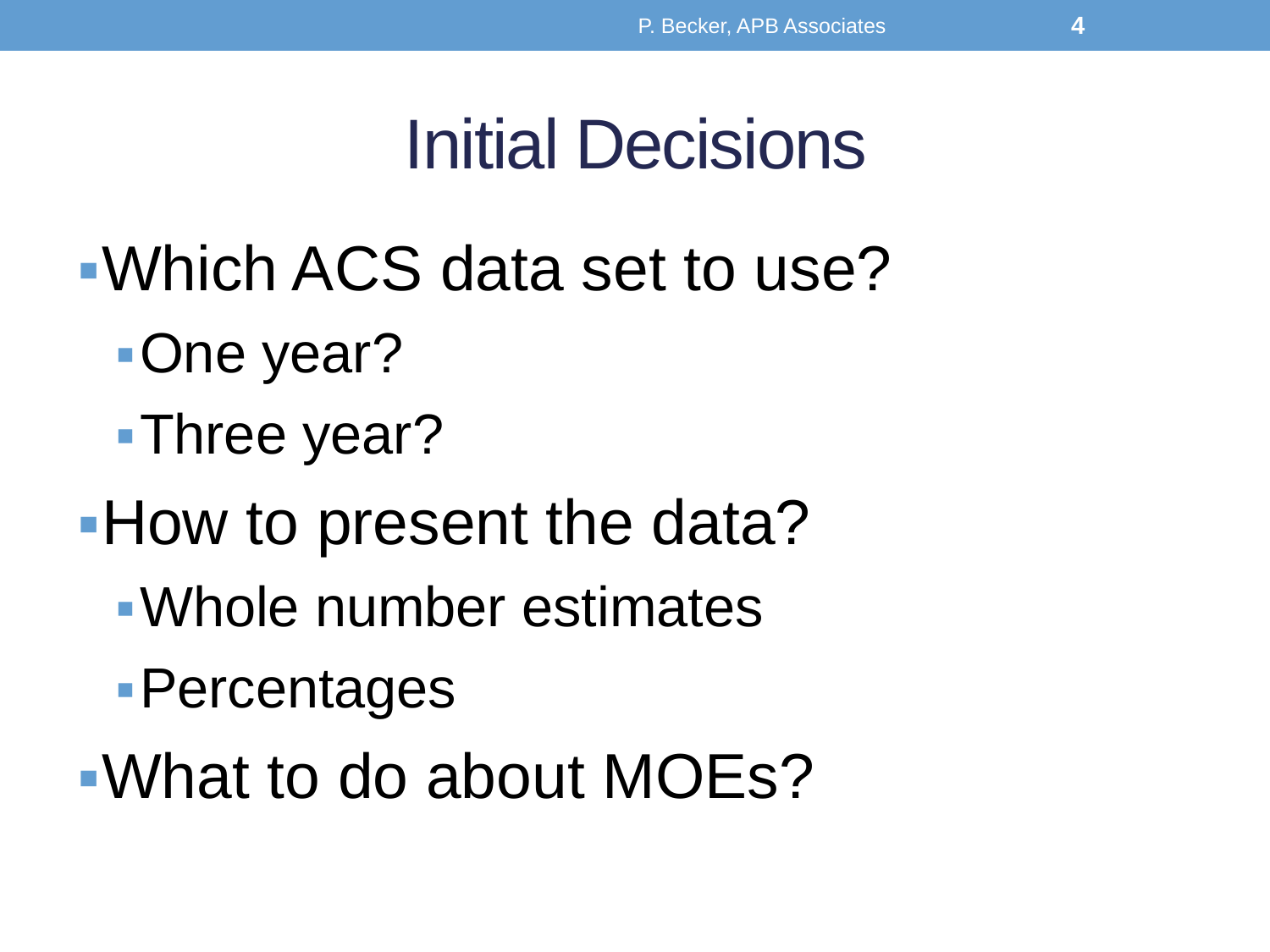# Initial Decisions

- Which ACS data set to use?
  - One year?
  - Three year?
- How to present the data?
  - Whole number estimates
  - Percentages
- What to do about MOEs?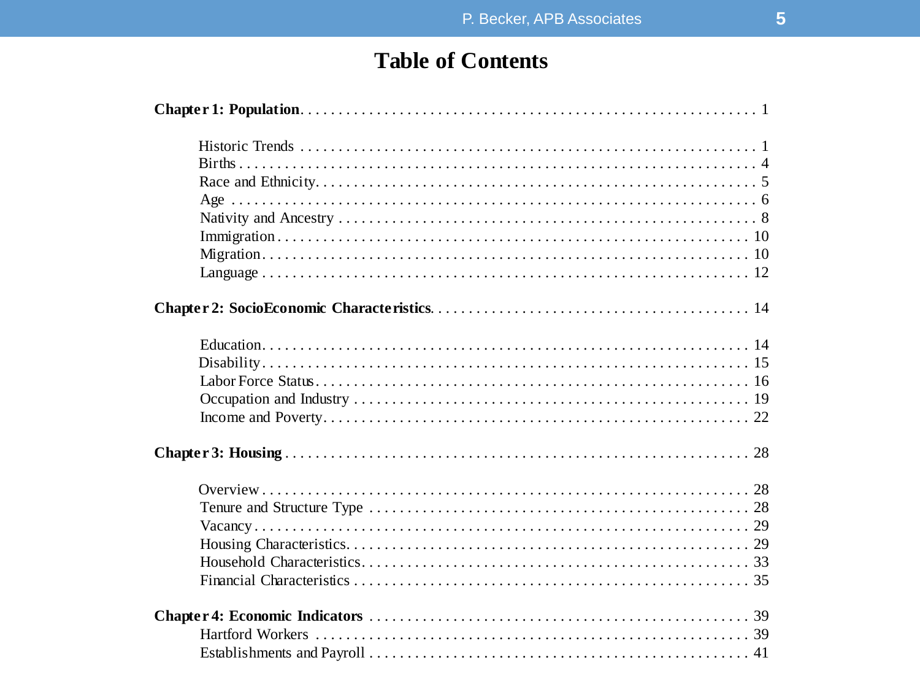# Table of Contents

**Chapter 1: Population** . . . . . . . . . . 1

- Historic Trends . . . . . . . . . . 1
- Births . . . . . . . . . . 4
- Race and Ethnicity . . . . . . . . . . 5
- Age . . . . . . . . . . 6
- Nativity and Ancestry . . . . . . . . . . 8
- Immigration . . . . . . . . . . 10
- Migration . . . . . . . . . . 10
- Language . . . . . . . . . . 12

**Chapter 2: SocioEconomic Characteristics** . . . . . . . . . . 14

- Education . . . . . . . . . . 14
- Disability . . . . . . . . . . 15
- Labor Force Status . . . . . . . . . . 16
- Occupation and Industry . . . . . . . . . . 19
- Income and Poverty . . . . . . . . . . 22

**Chapter 3: Housing** . . . . . . . . . . 28

- Overview . . . . . . . . . . 28
- Tenure and Structure Type . . . . . . . . . . 28
- Vacancy . . . . . . . . . . 29
- Housing Characteristics . . . . . . . . . . 29
- Household Characteristics . . . . . . . . . . 33
- Financial Characteristics . . . . . . . . . . 35

**Chapter 4: Economic Indicators** . . . . . . . . . . 39

- Hartford Workers . . . . . . . . . . 39
- Establishments and Payroll . . . . . . . . . . 41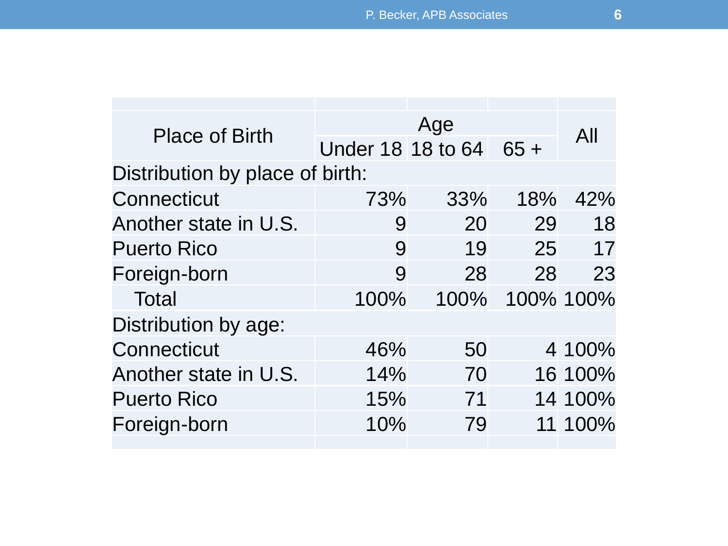| Place of Birth | Age | | | All |
|---|---|---|---|---|
| | Under 18 | 18 to 64 | 65 + | |
| Distribution by place of birth: | | | | |
| Connecticut | 73% | 33% | 18% | 42% |
| Another state in U.S. | 9 | 20 | 29 | 18 |
| Puerto Rico | 9 | 19 | 25 | 17 |
| Foreign-born | 9 | 28 | 28 | 23 |
| Total | 100% | 100% | 100% | 100% |
| Distribution by age: | | | | |
| Connecticut | 46% | 50 | 4 | 100% |
| Another state in U.S. | 14% | 70 | 16 | 100% |
| Puerto Rico | 15% | 71 | 14 | 100% |
| Foreign-born | 10% | 79 | 11 | 100% |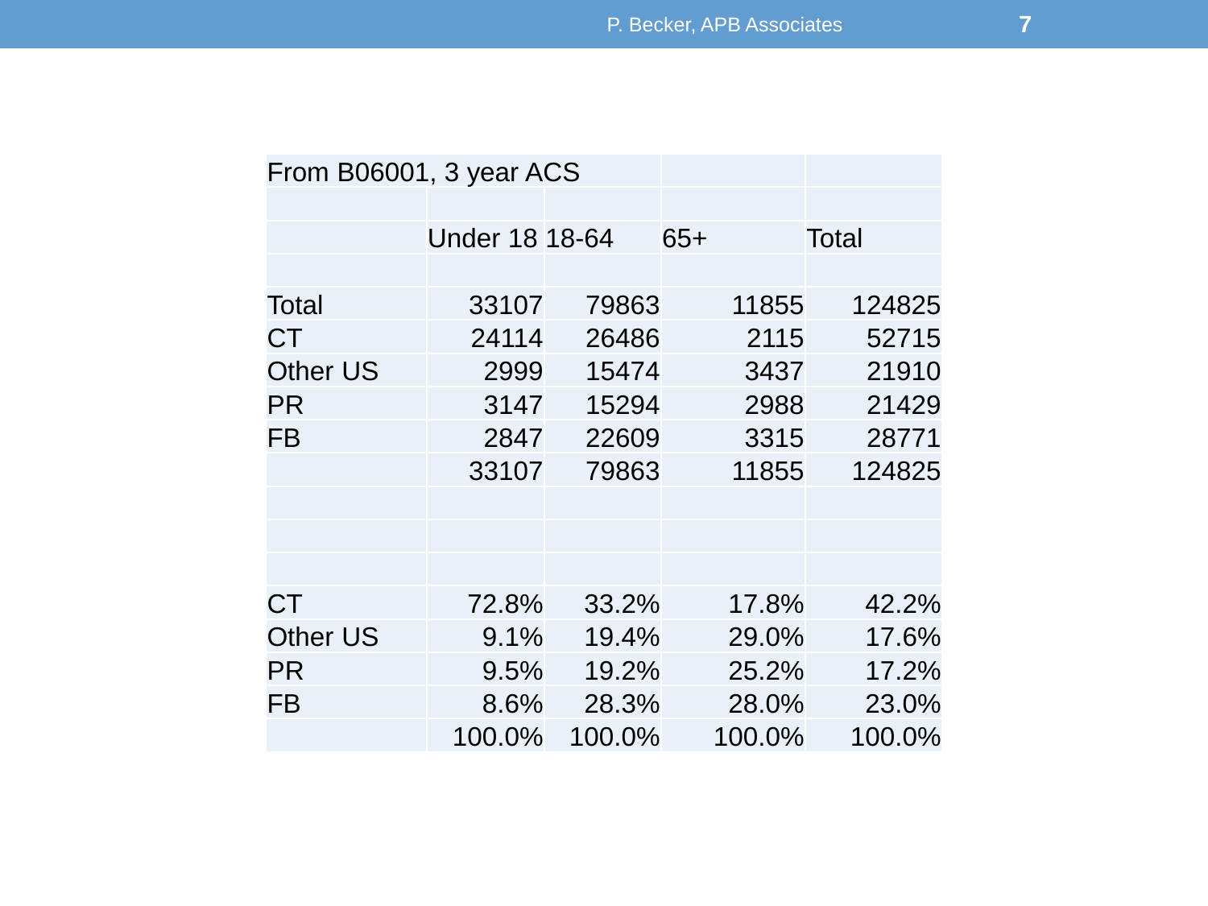From B06001, 3 year ACS

| | Under 18 | 18-64 | 65+ | Total |
|---|---|---|---|---|
| Total | 33107 | 79863 | 11855 | 124825 |
| CT | 24114 | 26486 | 2115 | 52715 |
| Other US | 2999 | 15474 | 3437 | 21910 |
| PR | 3147 | 15294 | 2988 | 21429 |
| FB | 2847 | 22609 | 3315 | 28771 |
| | 33107 | 79863 | 11855 | 124825 |
| | | | | |
| CT | 72.8% | 33.2% | 17.8% | 42.2% |
| Other US | 9.1% | 19.4% | 29.0% | 17.6% |
| PR | 9.5% | 19.2% | 25.2% | 17.2% |
| FB | 8.6% | 28.3% | 28.0% | 23.0% |
| | 100.0% | 100.0% | 100.0% | 100.0% |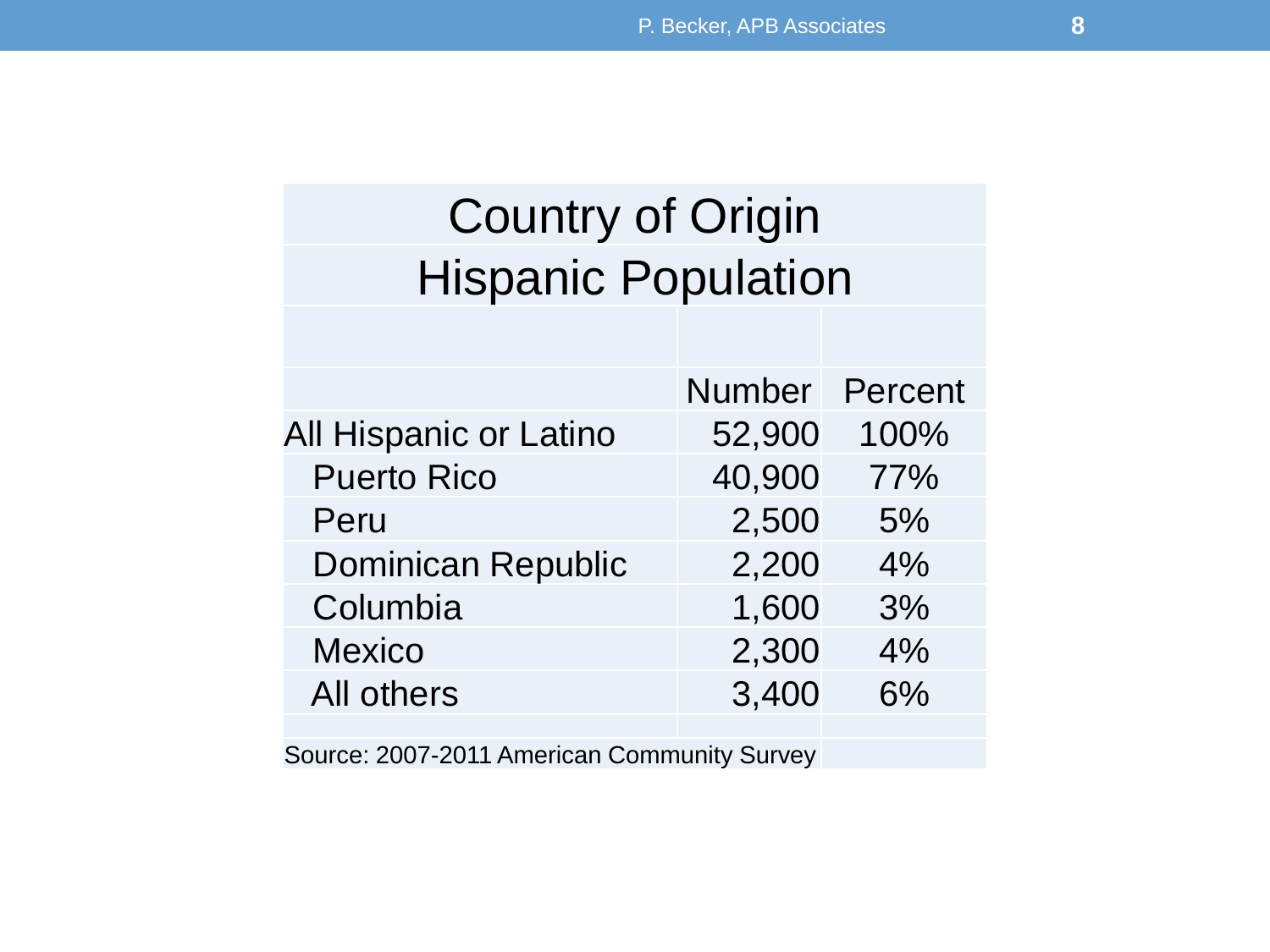## Country of Origin
## Hispanic Population

| | Number | Percent |
|---|---|---|
| All Hispanic or Latino | 52,900 | 100% |
| Puerto Rico | 40,900 | 77% |
| Peru | 2,500 | 5% |
| Dominican Republic | 2,200 | 4% |
| Columbia | 1,600 | 3% |
| Mexico | 2,300 | 4% |
| All others | 3,400 | 6% |

Source: 2007-2011 American Community Survey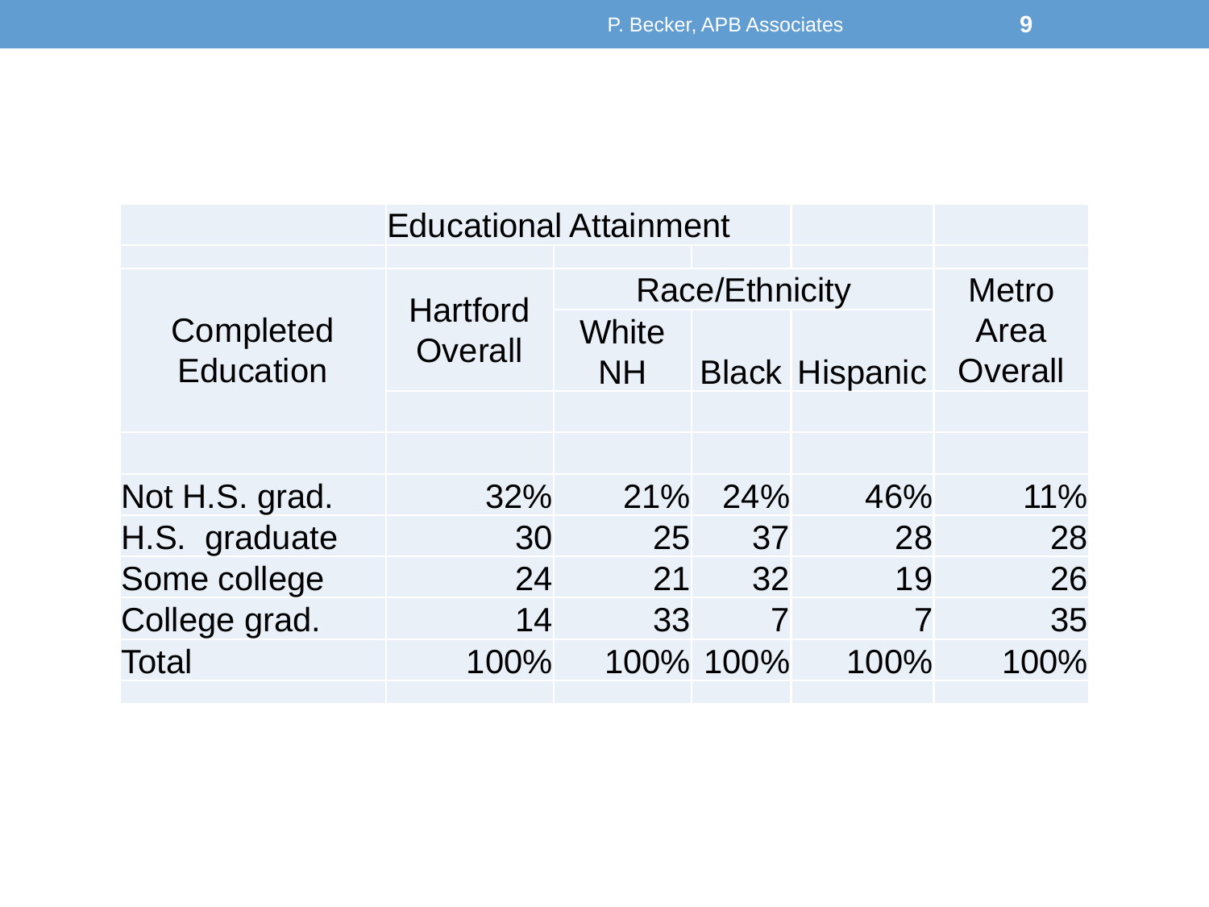## Educational Attainment

| Completed Education | Hartford Overall | Race/Ethnicity | | | Metro Area Overall |
|---|---|---|---|---|---|
| | | White NH | Black | Hispanic | |
| Not H.S. grad. | 32% | 21% | 24% | 46% | 11% |
| H.S. graduate | 30 | 25 | 37 | 28 | 28 |
| Some college | 24 | 21 | 32 | 19 | 26 |
| College grad. | 14 | 33 | 7 | 7 | 35 |
| Total | 100% | 100% | 100% | 100% | 100% |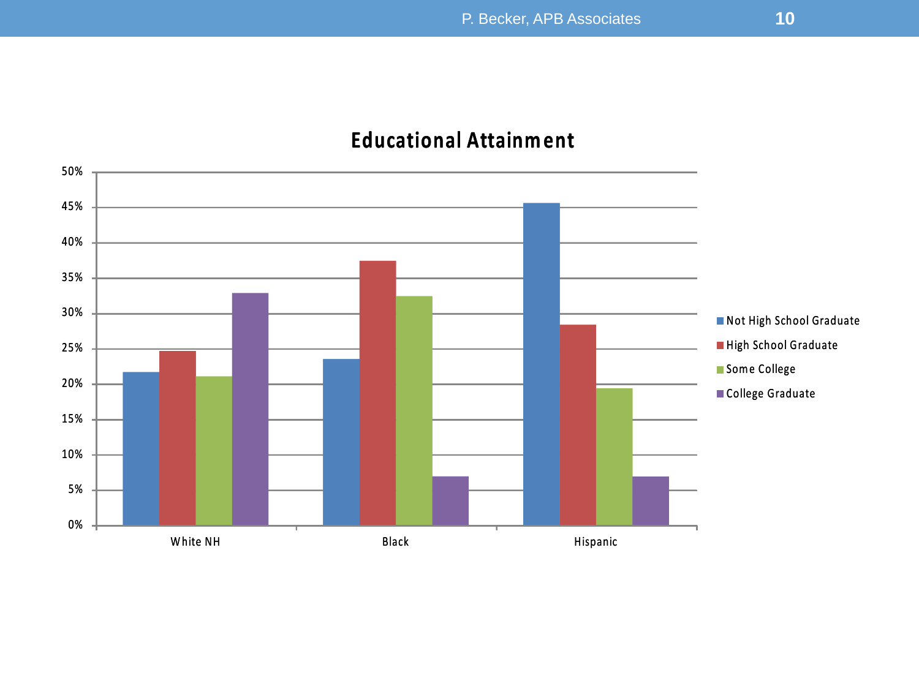## Educational Attainment

| | Not High School Graduate | High School Graduate | Some College | College Graduate |
|---|---|---|---|---|
| White NH | 22% | 25% | 21% | 33% |
| Black | 24% | 37% | 32% | 7% |
| Hispanic | 46% | 28% | 19% | 7% |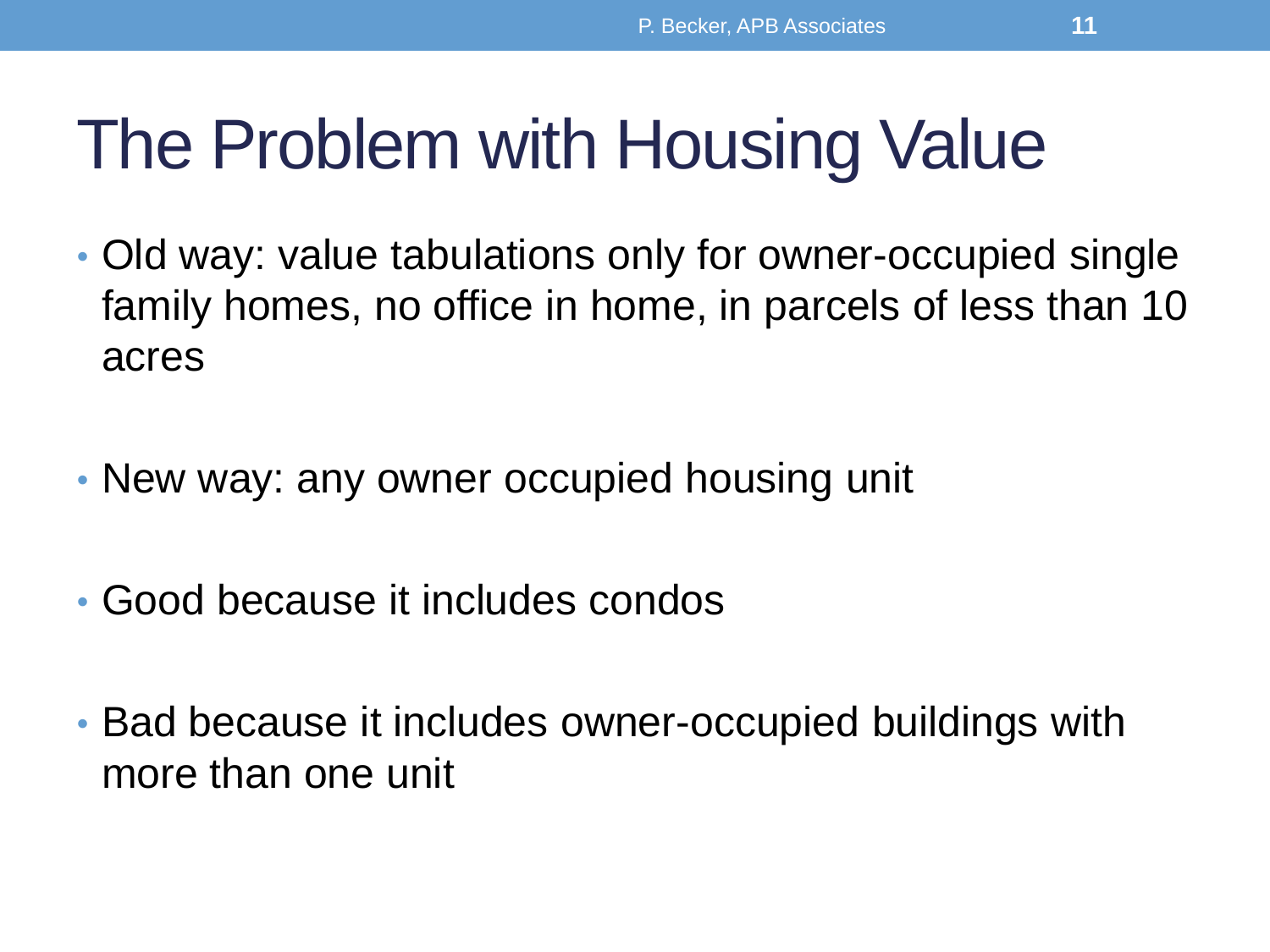# The Problem with Housing Value

- Old way: value tabulations only for owner-occupied single family homes, no office in home, in parcels of less than 10 acres
- New way: any owner occupied housing unit
- Good because it includes condos
- Bad because it includes owner-occupied buildings with more than one unit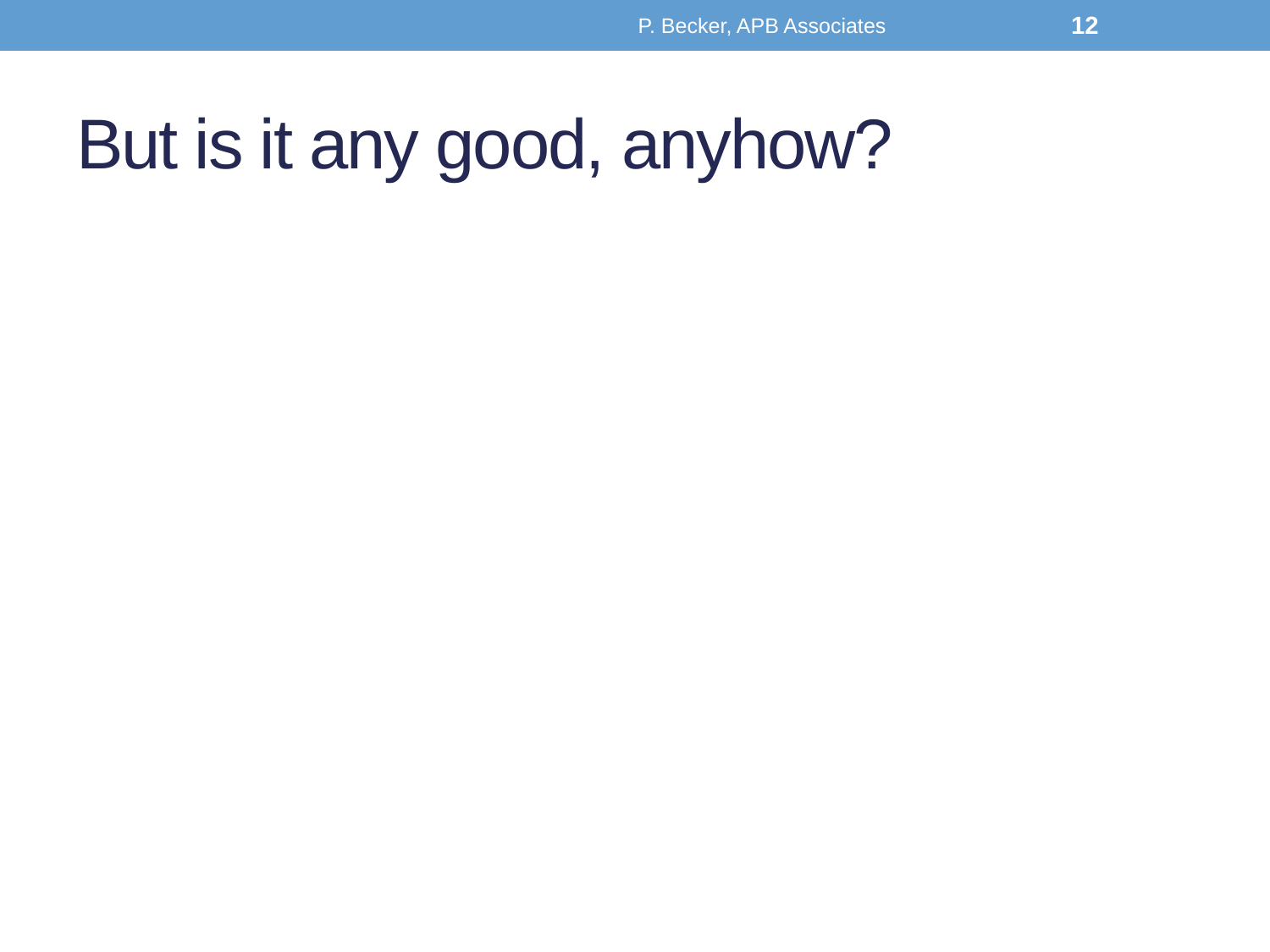# But is it any good, anyhow?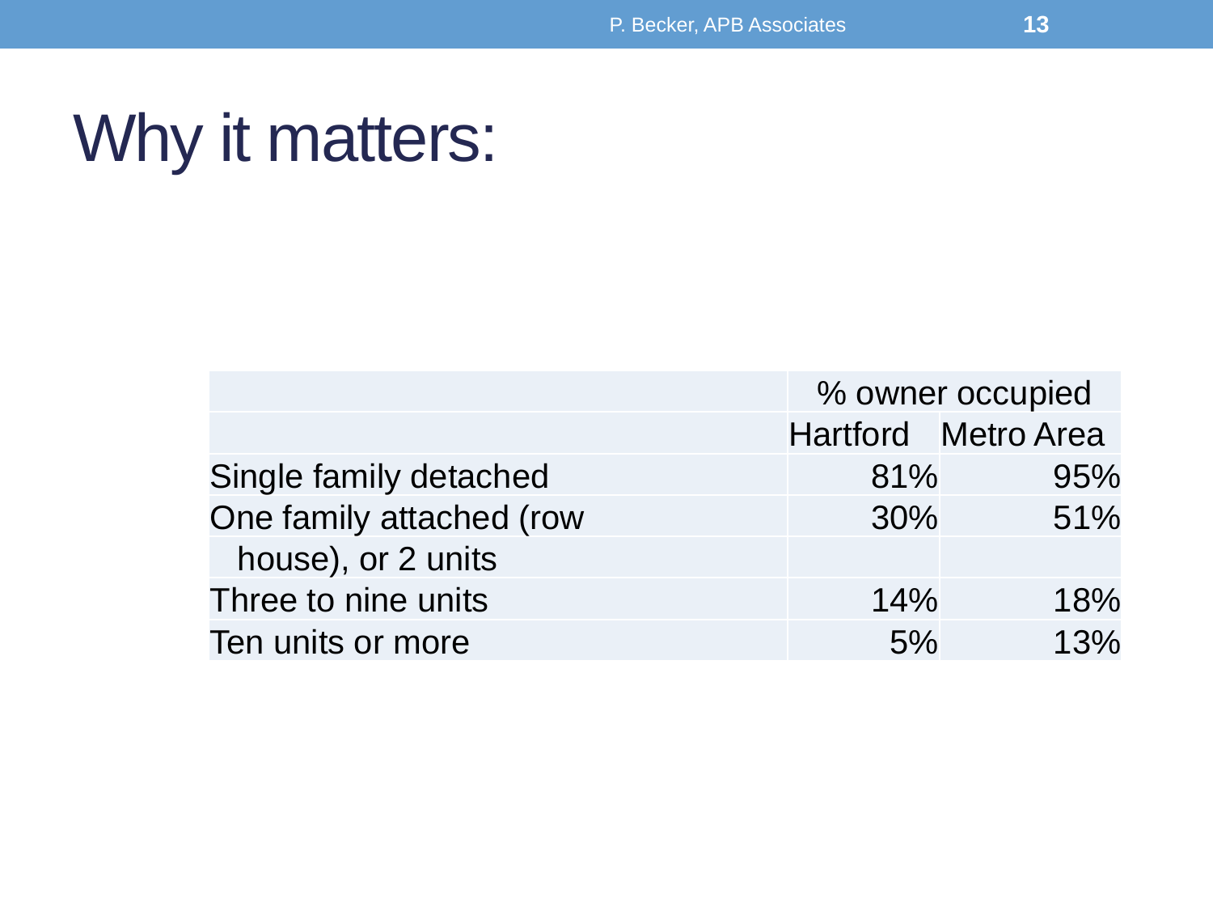# Why it matters:

| | % owner occupied | |
|---|---|---|
| | Hartford | Metro Area |
| Single family detached | 81% | 95% |
| One family attached (row house), or 2 units | 30% | 51% |
| Three to nine units | 14% | 18% |
| Ten units or more | 5% | 13% |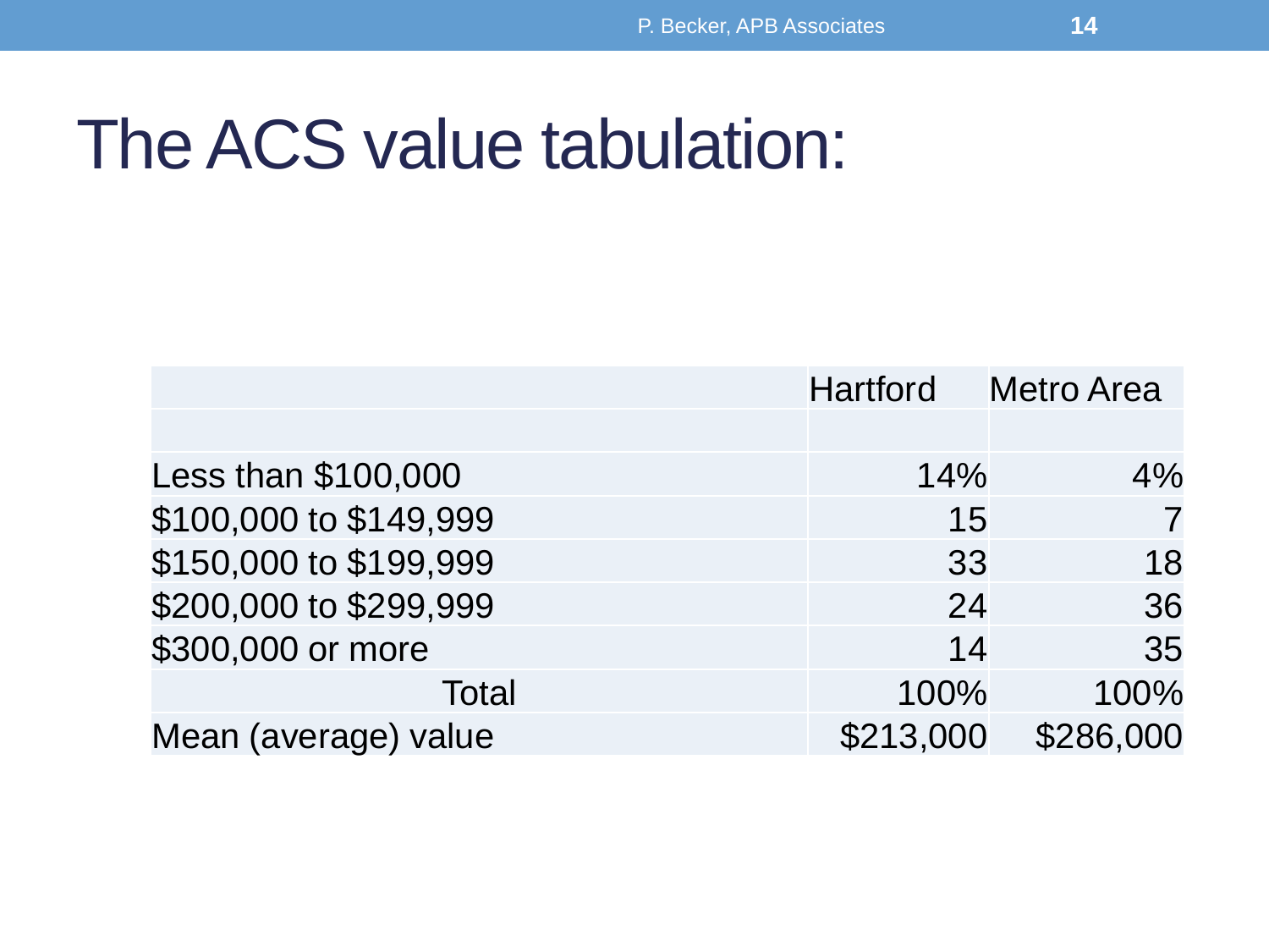# The ACS value tabulation:

| | Hartford | Metro Area |
|---|---|---|
| | | |
| Less than $100,000 | 14% | 4% |
| $100,000 to $149,999 | 15 | 7 |
| $150,000 to $199,999 | 33 | 18 |
| $200,000 to $299,999 | 24 | 36 |
| $300,000 or more | 14 | 35 |
| Total | 100% | 100% |
| Mean (average) value | $213,000 | $286,000 |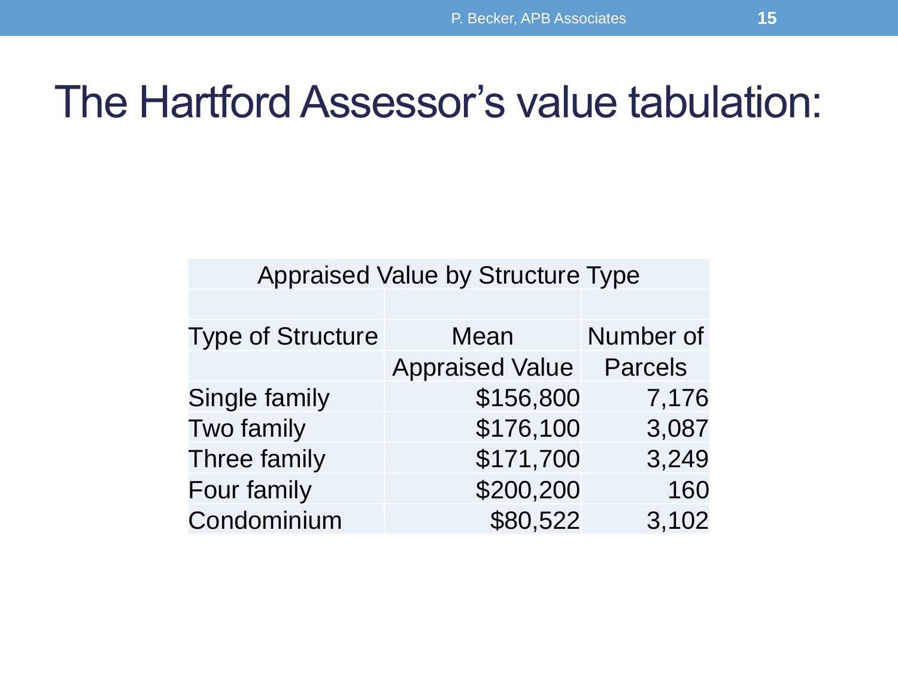# The Hartford Assessor's value tabulation:

| Appraised Value by Structure Type | | |
|---|---|---|
| Type of Structure | Mean Appraised Value | Number of Parcels |
| Single family | $156,800 | 7,176 |
| Two family | $176,100 | 3,087 |
| Three family | $171,700 | 3,249 |
| Four family | $200,200 | 160 |
| Condominium | $80,522 | 3,102 |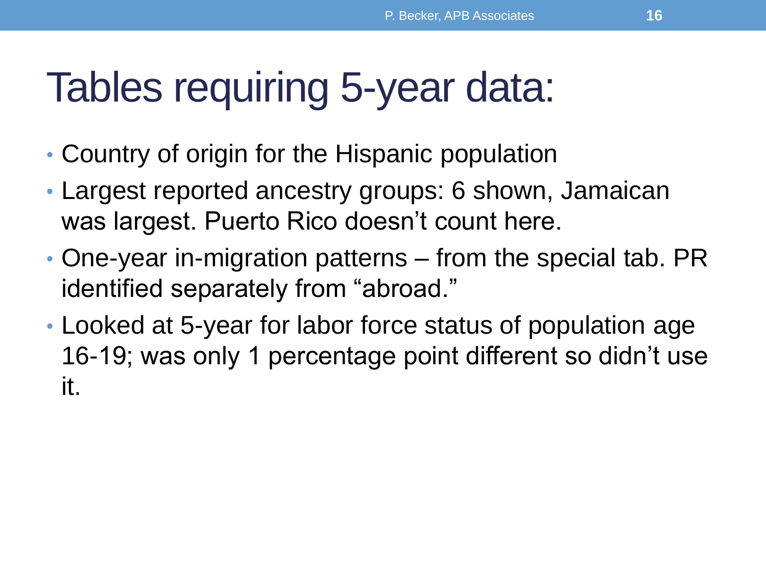# Tables requiring 5-year data:

- Country of origin for the Hispanic population
- Largest reported ancestry groups: 6 shown, Jamaican was largest. Puerto Rico doesn’t count here.
- One-year in-migration patterns – from the special tab. PR identified separately from “abroad.”
- Looked at 5-year for labor force status of population age 16-19; was only 1 percentage point different so didn’t use it.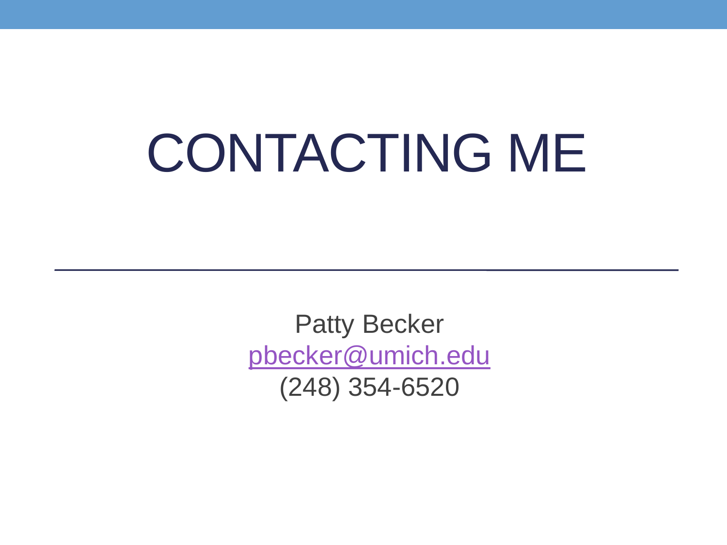# CONTACTING ME

Patty Becker
pbecker@umich.edu
(248) 354-6520